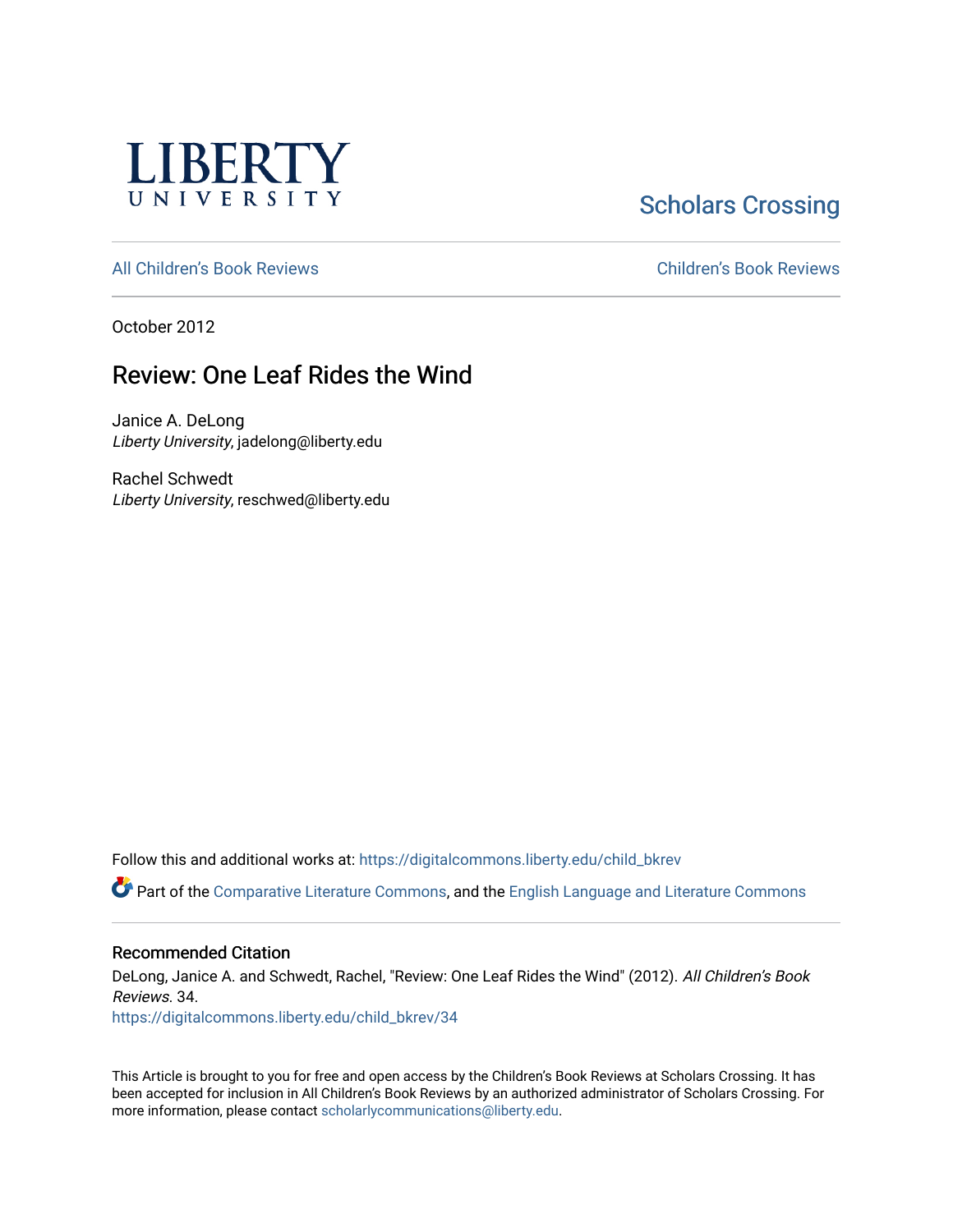LIBERTY UNIVERSITY

Scholars Crossing

All Children's Book Reviews

Children's Book Reviews

October 2012

# Review: One Leaf Rides the Wind

Janice A. DeLong
*Liberty University*, jadelong@liberty.edu

Rachel Schwedt
*Liberty University*, reschwed@liberty.edu

Follow this and additional works at: https://digitalcommons.liberty.edu/child_bkrev

Part of the Comparative Literature Commons, and the English Language and Literature Commons

## Recommended Citation

DeLong, Janice A. and Schwedt, Rachel, "Review: One Leaf Rides the Wind" (2012). *All Children's Book Reviews*. 34.
https://digitalcommons.liberty.edu/child_bkrev/34

This Article is brought to you for free and open access by the Children's Book Reviews at Scholars Crossing. It has been accepted for inclusion in All Children's Book Reviews by an authorized administrator of Scholars Crossing. For more information, please contact scholarlycommunications@liberty.edu.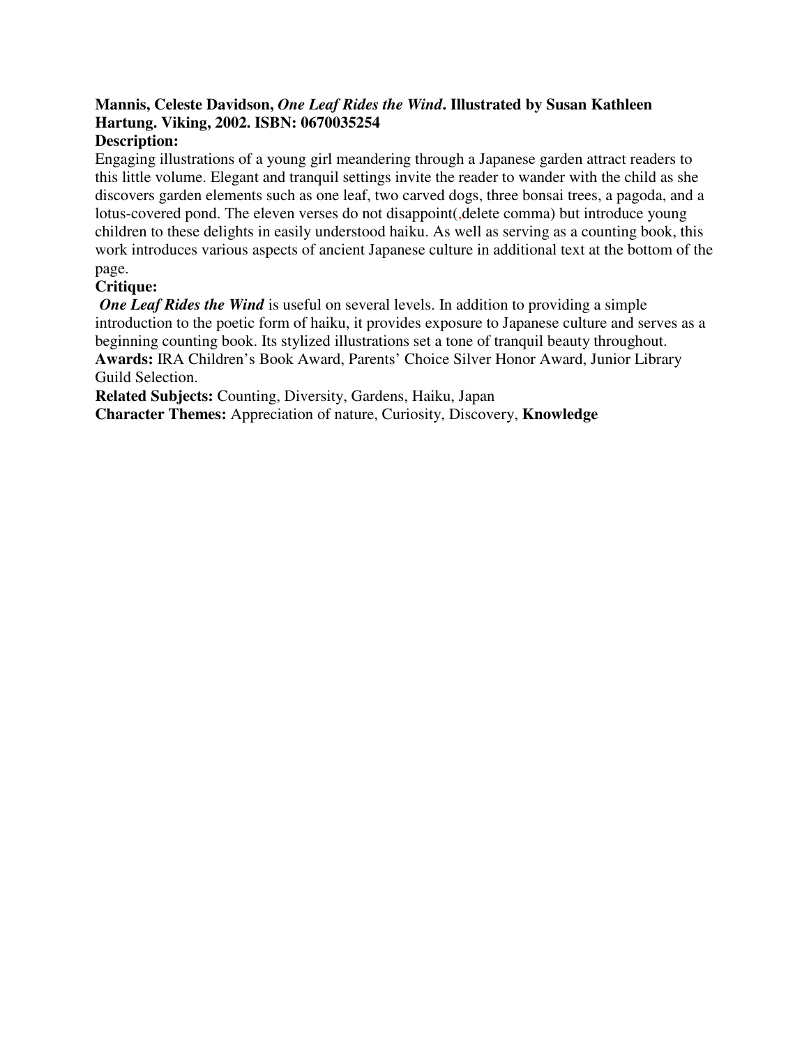**Mannis, Celeste Davidson, *One Leaf Rides the Wind*. Illustrated by Susan Kathleen Hartung. Viking, 2002. ISBN: 0670035254**

**Description:**

Engaging illustrations of a young girl meandering through a Japanese garden attract readers to this little volume. Elegant and tranquil settings invite the reader to wander with the child as she discovers garden elements such as one leaf, two carved dogs, three bonsai trees, a pagoda, and a lotus-covered pond. The eleven verses do not disappoint(,delete comma) but introduce young children to these delights in easily understood haiku. As well as serving as a counting book, this work introduces various aspects of ancient Japanese culture in additional text at the bottom of the page.

**Critique:**

***One Leaf Rides the Wind*** is useful on several levels. In addition to providing a simple introduction to the poetic form of haiku, it provides exposure to Japanese culture and serves as a beginning counting book. Its stylized illustrations set a tone of tranquil beauty throughout.

**Awards:** IRA Children's Book Award, Parents' Choice Silver Honor Award, Junior Library Guild Selection.

**Related Subjects:** Counting, Diversity, Gardens, Haiku, Japan

**Character Themes:** Appreciation of nature, Curiosity, Discovery, **Knowledge**